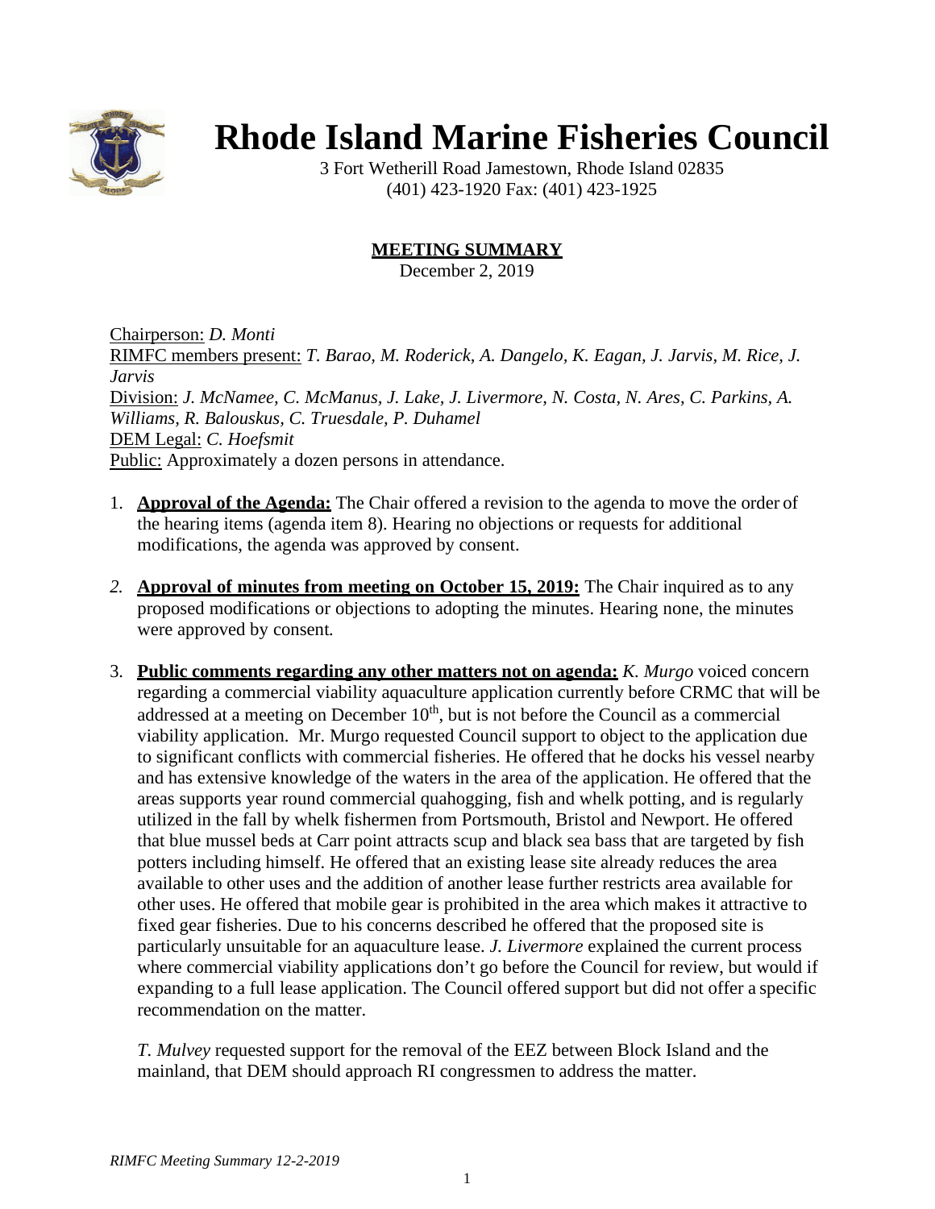# Rhode Island Marine Fisheries Council

3 Fort Wetherill Road Jamestown, Rhode Island 02835
(401) 423-1920 Fax: (401) 423-1925

## MEETING SUMMARY

December 2, 2019

Chairperson: *D. Monti*
RIMFC members present: *T. Barao, M. Roderick, A. Dangelo, K. Eagan, J. Jarvis, M. Rice, J. Jarvis*
Division: *J. McNamee, C. McManus, J. Lake, J. Livermore, N. Costa, N. Ares, C. Parkins, A. Williams, R. Balouskus, C. Truesdale, P. Duhamel*
DEM Legal: *C. Hoefsmit*
Public: Approximately a dozen persons in attendance.

1. **Approval of the Agenda:** The Chair offered a revision to the agenda to move the order of the hearing items (agenda item 8). Hearing no objections or requests for additional modifications, the agenda was approved by consent.

2. **Approval of minutes from meeting on October 15, 2019:** The Chair inquired as to any proposed modifications or objections to adopting the minutes. Hearing none, the minutes were approved by consent.

3. **Public comments regarding any other matters not on agenda:** *K. Murgo* voiced concern regarding a commercial viability aquaculture application currently before CRMC that will be addressed at a meeting on December 10th, but is not before the Council as a commercial viability application. Mr. Murgo requested Council support to object to the application due to significant conflicts with commercial fisheries. He offered that he docks his vessel nearby and has extensive knowledge of the waters in the area of the application. He offered that the areas supports year round commercial quahogging, fish and whelk potting, and is regularly utilized in the fall by whelk fishermen from Portsmouth, Bristol and Newport. He offered that blue mussel beds at Carr point attracts scup and black sea bass that are targeted by fish potters including himself. He offered that an existing lease site already reduces the area available to other uses and the addition of another lease further restricts area available for other uses. He offered that mobile gear is prohibited in the area which makes it attractive to fixed gear fisheries. Due to his concerns described he offered that the proposed site is particularly unsuitable for an aquaculture lease. *J. Livermore* explained the current process where commercial viability applications don't go before the Council for review, but would if expanding to a full lease application. The Council offered support but did not offer a specific recommendation on the matter.

   *T. Mulvey* requested support for the removal of the EEZ between Block Island and the mainland, that DEM should approach RI congressmen to address the matter.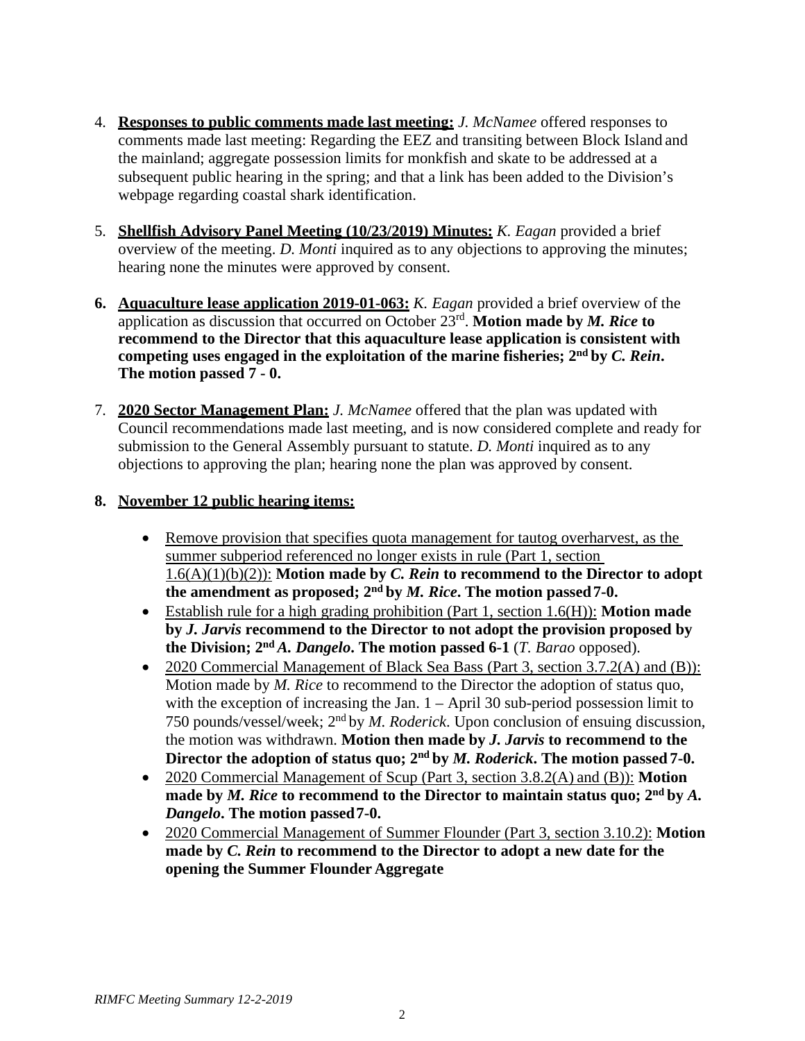4. **Responses to public comments made last meeting:** *J. McNamee* offered responses to comments made last meeting: Regarding the EEZ and transiting between Block Island and the mainland; aggregate possession limits for monkfish and skate to be addressed at a subsequent public hearing in the spring; and that a link has been added to the Division's webpage regarding coastal shark identification.

5. **Shellfish Advisory Panel Meeting (10/23/2019) Minutes:** *K. Eagan* provided a brief overview of the meeting. *D. Monti* inquired as to any objections to approving the minutes; hearing none the minutes were approved by consent.

6. **Aquaculture lease application 2019-01-063:** *K. Eagan* provided a brief overview of the application as discussion that occurred on October 23rd. **Motion made by *M. Rice* to recommend to the Director that this aquaculture lease application is consistent with competing uses engaged in the exploitation of the marine fisheries; 2nd by *C. Rein*. The motion passed 7 - 0.**

7. **2020 Sector Management Plan:** *J. McNamee* offered that the plan was updated with Council recommendations made last meeting, and is now considered complete and ready for submission to the General Assembly pursuant to statute. *D. Monti* inquired as to any objections to approving the plan; hearing none the plan was approved by consent.

8. **November 12 public hearing items:**

   - Remove provision that specifies quota management for tautog overharvest, as the summer subperiod referenced no longer exists in rule (Part 1, section 1.6(A)(1)(b)(2)): **Motion made by *C. Rein* to recommend to the Director to adopt the amendment as proposed; 2nd by *M. Rice*. The motion passed 7-0.**
   - Establish rule for a high grading prohibition (Part 1, section 1.6(H)): **Motion made by *J. Jarvis* recommend to the Director to not adopt the provision proposed by the Division; 2nd *A. Dangelo*. The motion passed 6-1** (*T. Barao* opposed).
   - 2020 Commercial Management of Black Sea Bass (Part 3, section 3.7.2(A) and (B)): Motion made by *M. Rice* to recommend to the Director the adoption of status quo, with the exception of increasing the Jan. 1 – April 30 sub-period possession limit to 750 pounds/vessel/week; 2nd by *M. Roderick*. Upon conclusion of ensuing discussion, the motion was withdrawn. **Motion then made by *J. Jarvis* to recommend to the Director the adoption of status quo; 2nd by *M. Roderick*. The motion passed 7-0.**
   - 2020 Commercial Management of Scup (Part 3, section 3.8.2(A) and (B)): **Motion made by *M. Rice* to recommend to the Director to maintain status quo; 2nd by *A. Dangelo*. The motion passed 7-0.**
   - 2020 Commercial Management of Summer Flounder (Part 3, section 3.10.2): **Motion made by *C. Rein* to recommend to the Director to adopt a new date for the opening the Summer Flounder Aggregate**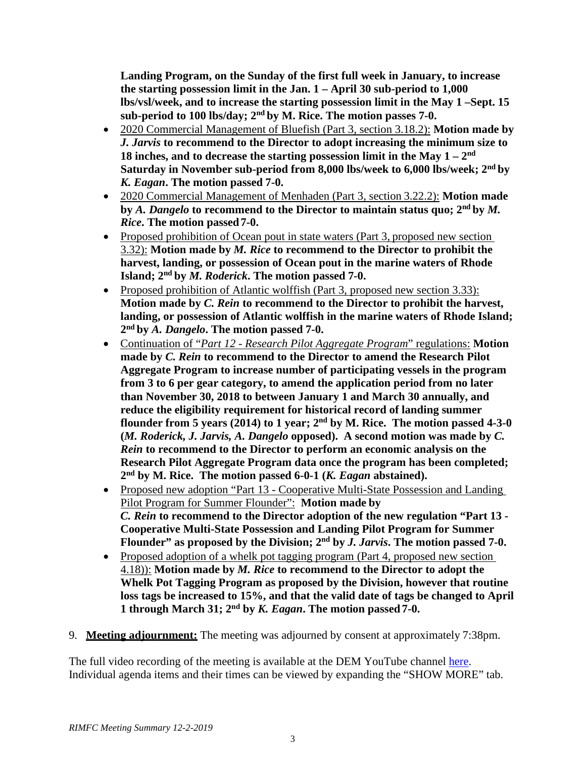**Landing Program, on the Sunday of the first full week in January, to increase the starting possession limit in the Jan. 1 – April 30 sub-period to 1,000 lbs/vsl/week, and to increase the starting possession limit in the May 1 –Sept. 15 sub-period to 100 lbs/day; 2nd by M. Rice. The motion passes 7-0.**

- 2020 Commercial Management of Bluefish (Part 3, section 3.18.2): **Motion made by *J. Jarvis* to recommend to the Director to adopt increasing the minimum size to 18 inches, and to decrease the starting possession limit in the May 1 – 2nd Saturday in November sub-period from 8,000 lbs/week to 6,000 lbs/week; 2nd by *K. Eagan*. The motion passed 7-0.**
- 2020 Commercial Management of Menhaden (Part 3, section 3.22.2): **Motion made by *A. Dangelo* to recommend to the Director to maintain status quo; 2nd by *M. Rice*. The motion passed 7-0.**
- Proposed prohibition of Ocean pout in state waters (Part 3, proposed new section 3.32): **Motion made by *M. Rice* to recommend to the Director to prohibit the harvest, landing, or possession of Ocean pout in the marine waters of Rhode Island; 2nd by *M. Roderick*. The motion passed 7-0.**
- Proposed prohibition of Atlantic wolffish (Part 3, proposed new section 3.33): **Motion made by *C. Rein* to recommend to the Director to prohibit the harvest, landing, or possession of Atlantic wolffish in the marine waters of Rhode Island; 2nd by *A. Dangelo*. The motion passed 7-0.**
- Continuation of "*Part 12 - Research Pilot Aggregate Program*" regulations: **Motion made by *C. Rein* to recommend to the Director to amend the Research Pilot Aggregate Program to increase number of participating vessels in the program from 3 to 6 per gear category, to amend the application period from no later than November 30, 2018 to between January 1 and March 30 annually, and reduce the eligibility requirement for historical record of landing summer flounder from 5 years (2014) to 1 year; 2nd by M. Rice. The motion passed 4-3-0 (*M. Roderick, J. Jarvis, A. Dangelo* opposed). A second motion was made by *C. Rein* to recommend to the Director to perform an economic analysis on the Research Pilot Aggregate Program data once the program has been completed; 2nd by M. Rice. The motion passed 6-0-1 (*K. Eagan* abstained).**
- Proposed new adoption "Part 13 - Cooperative Multi-State Possession and Landing Pilot Program for Summer Flounder": **Motion made by *C. Rein* to recommend to the Director adoption of the new regulation "Part 13 - Cooperative Multi-State Possession and Landing Pilot Program for Summer Flounder" as proposed by the Division; 2nd by *J. Jarvis*. The motion passed 7-0.**
- Proposed adoption of a whelk pot tagging program (Part 4, proposed new section 4.18)): **Motion made by *M. Rice* to recommend to the Director to adopt the Whelk Pot Tagging Program as proposed by the Division, however that routine loss tags be increased to 15%, and that the valid date of tags be changed to April 1 through March 31; 2nd by *K. Eagan*. The motion passed 7-0.**

9. **Meeting adjournment:** The meeting was adjourned by consent at approximately 7:38pm.

The full video recording of the meeting is available at the DEM YouTube channel here. Individual agenda items and their times can be viewed by expanding the "SHOW MORE" tab.